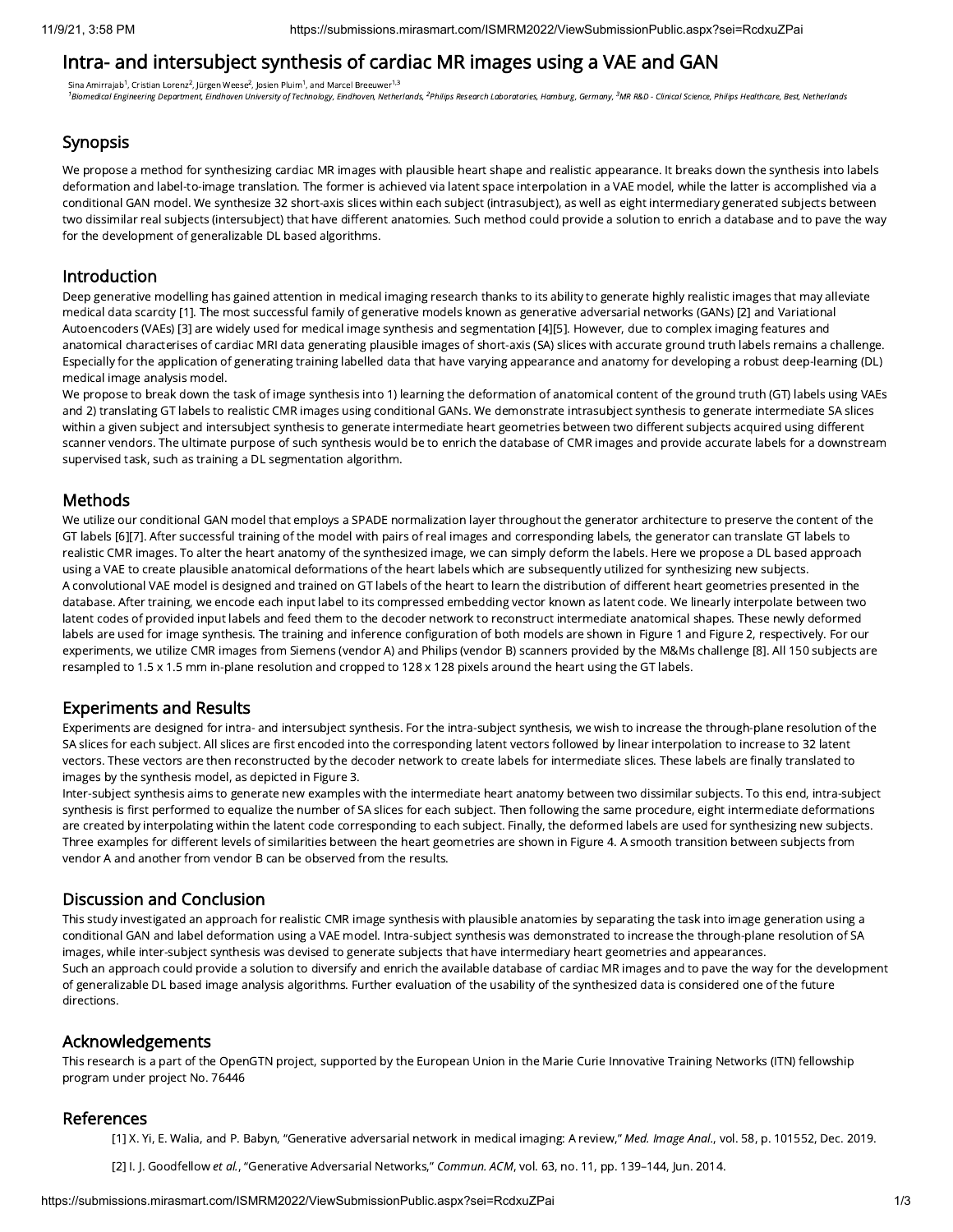# Intra- and intersubject synthesis of cardiac MR images using a VAE and GAN

Sina Amirrajab[1], Cristian Lorenz[2], Jürgen Weese[2], Josien Pluim[1], and Marcel Breeuwer[1,3]

[1]*Biomedical Engineering Department, Eindhoven University of Technology, Eindhoven, Netherlands,* [2]*Philips Research Laboratories, Hamburg, Germany,* [3]*MR R&D - Clinical Science, Philips Healthcare, Best, Netherlands*

## Synopsis

We propose a method for synthesizing cardiac MR images with plausible heart shape and realistic appearance. It breaks down the synthesis into labels deformation and label-to-image translation. The former is achieved via latent space interpolation in a VAE model, while the latter is accomplished via a conditional GAN model. We synthesize 32 short-axis slices within each subject (intrasubject), as well as eight intermediary generated subjects between two dissimilar real subjects (intersubject) that have different anatomies. Such method could provide a solution to enrich a database and to pave the way for the development of generalizable DL based algorithms.

## Introduction

Deep generative modelling has gained attention in medical imaging research thanks to its ability to generate highly realistic images that may alleviate medical data scarcity [1]. The most successful family of generative models known as generative adversarial networks (GANs) [2] and Variational Autoencoders (VAEs) [3] are widely used for medical image synthesis and segmentation [4][5]. However, due to complex imaging features and anatomical characterises of cardiac MRI data generating plausible images of short-axis (SA) slices with accurate ground truth labels remains a challenge. Especially for the application of generating training labelled data that have varying appearance and anatomy for developing a robust deep-learning (DL) medical image analysis model.

We propose to break down the task of image synthesis into 1) learning the deformation of anatomical content of the ground truth (GT) labels using VAEs and 2) translating GT labels to realistic CMR images using conditional GANs. We demonstrate intrasubject synthesis to generate intermediate SA slices within a given subject and intersubject synthesis to generate intermediate heart geometries between two different subjects acquired using different scanner vendors. The ultimate purpose of such synthesis would be to enrich the database of CMR images and provide accurate labels for a downstream supervised task, such as training a DL segmentation algorithm.

## Methods

We utilize our conditional GAN model that employs a SPADE normalization layer throughout the generator architecture to preserve the content of the GT labels [6][7]. After successful training of the model with pairs of real images and corresponding labels, the generator can translate GT labels to realistic CMR images. To alter the heart anatomy of the synthesized image, we can simply deform the labels. Here we propose a DL based approach using a VAE to create plausible anatomical deformations of the heart labels which are subsequently utilized for synthesizing new subjects.

A convolutional VAE model is designed and trained on GT labels of the heart to learn the distribution of different heart geometries presented in the database. After training, we encode each input label to its compressed embedding vector known as latent code. We linearly interpolate between two latent codes of provided input labels and feed them to the decoder network to reconstruct intermediate anatomical shapes. These newly deformed labels are used for image synthesis. The training and inference configuration of both models are shown in Figure 1 and Figure 2, respectively. For our experiments, we utilize CMR images from Siemens (vendor A) and Philips (vendor B) scanners provided by the M&Ms challenge [8]. All 150 subjects are resampled to 1.5 x 1.5 mm in-plane resolution and cropped to 128 x 128 pixels around the heart using the GT labels.

## Experiments and Results

Experiments are designed for intra- and intersubject synthesis. For the intra-subject synthesis, we wish to increase the through-plane resolution of the SA slices for each subject. All slices are first encoded into the corresponding latent vectors followed by linear interpolation to increase to 32 latent vectors. These vectors are then reconstructed by the decoder network to create labels for intermediate slices. These labels are finally translated to images by the synthesis model, as depicted in Figure 3.

Inter-subject synthesis aims to generate new examples with the intermediate heart anatomy between two dissimilar subjects. To this end, intra-subject synthesis is first performed to equalize the number of SA slices for each subject. Then following the same procedure, eight intermediate deformations are created by interpolating within the latent code corresponding to each subject. Finally, the deformed labels are used for synthesizing new subjects. Three examples for different levels of similarities between the heart geometries are shown in Figure 4. A smooth transition between subjects from vendor A and another from vendor B can be observed from the results.

## Discussion and Conclusion

This study investigated an approach for realistic CMR image synthesis with plausible anatomies by separating the task into image generation using a conditional GAN and label deformation using a VAE model. Intra-subject synthesis was demonstrated to increase the through-plane resolution of SA images, while inter-subject synthesis was devised to generate subjects that have intermediary heart geometries and appearances.

Such an approach could provide a solution to diversify and enrich the available database of cardiac MR images and to pave the way for the development of generalizable DL based image analysis algorithms. Further evaluation of the usability of the synthesized data is considered one of the future directions.

## Acknowledgements

This research is a part of the OpenGTN project, supported by the European Union in the Marie Curie Innovative Training Networks (ITN) fellowship program under project No. 76446

## References

[1] X. Yi, E. Walia, and P. Babyn, "Generative adversarial network in medical imaging: A review," *Med. Image Anal.*, vol. 58, p. 101552, Dec. 2019.

[2] I. J. Goodfellow *et al.*, "Generative Adversarial Networks," *Commun. ACM*, vol. 63, no. 11, pp. 139–144, Jun. 2014.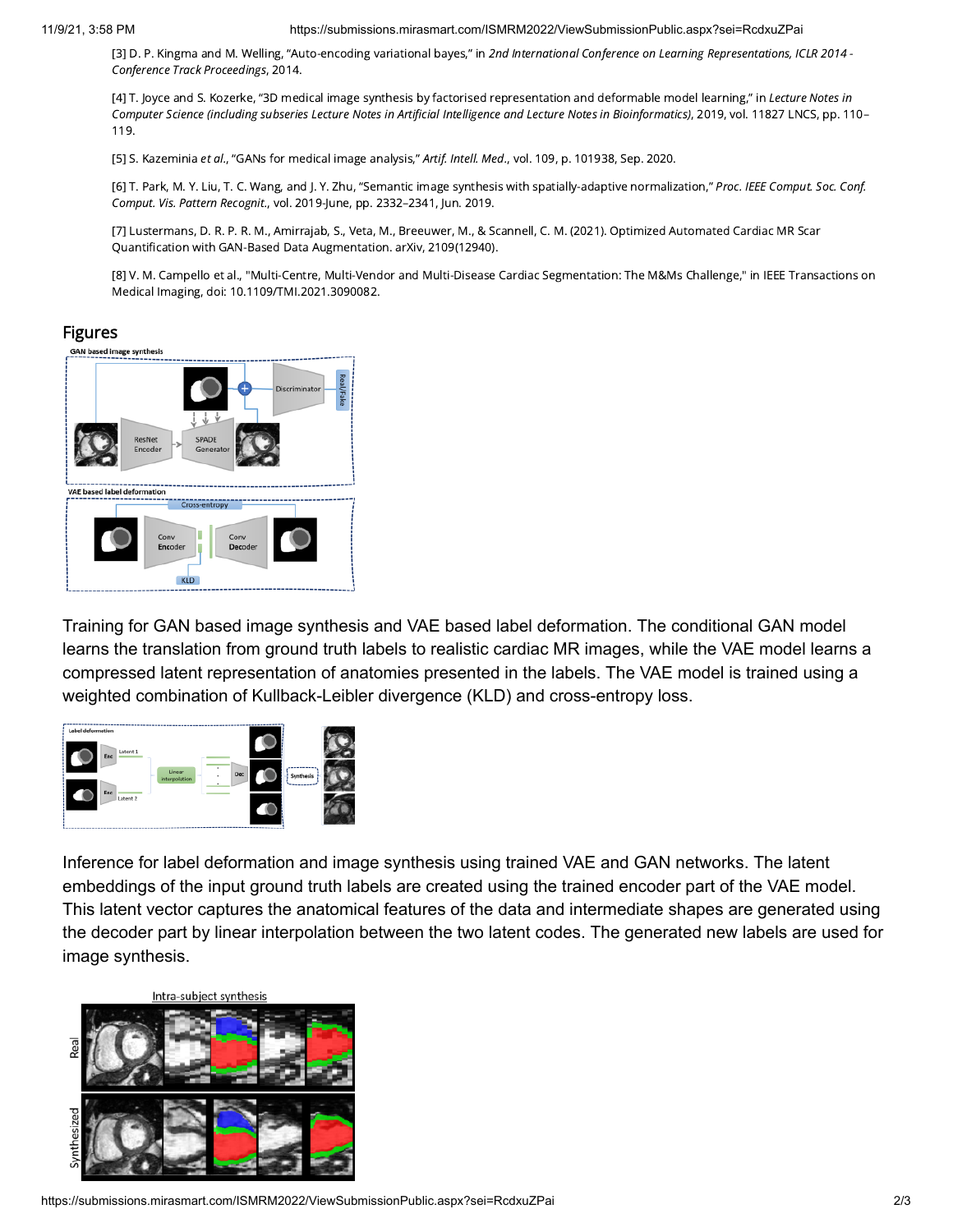[3] D. P. Kingma and M. Welling, "Auto-encoding variational bayes," in *2nd International Conference on Learning Representations, ICLR 2014 - Conference Track Proceedings*, 2014.

[4] T. Joyce and S. Kozerke, "3D medical image synthesis by factorised representation and deformable model learning," in *Lecture Notes in Computer Science (including subseries Lecture Notes in Artificial Intelligence and Lecture Notes in Bioinformatics)*, 2019, vol. 11827 LNCS, pp. 110–119.

[5] S. Kazeminia *et al.*, "GANs for medical image analysis," *Artif. Intell. Med.*, vol. 109, p. 101938, Sep. 2020.

[6] T. Park, M. Y. Liu, T. C. Wang, and J. Y. Zhu, "Semantic image synthesis with spatially-adaptive normalization," *Proc. IEEE Comput. Soc. Conf. Comput. Vis. Pattern Recognit.*, vol. 2019-June, pp. 2332–2341, Jun. 2019.

[7] Lustermans, D. R. P. R. M., Amirrajab, S., Veta, M., Breeuwer, M., & Scannell, C. M. (2021). Optimized Automated Cardiac MR Scar Quantification with GAN-Based Data Augmentation. arXiv, 2109(12940).

[8] V. M. Campello et al., "Multi-Centre, Multi-Vendor and Multi-Disease Cardiac Segmentation: The M&Ms Challenge," in IEEE Transactions on Medical Imaging, doi: 10.1109/TMI.2021.3090082.

## Figures

Training for GAN based image synthesis and VAE based label deformation. The conditional GAN model learns the translation from ground truth labels to realistic cardiac MR images, while the VAE model learns a compressed latent representation of anatomies presented in the labels. The VAE model is trained using a weighted combination of Kullback-Leibler divergence (KLD) and cross-entropy loss.

Inference for label deformation and image synthesis using trained VAE and GAN networks. The latent embeddings of the input ground truth labels are created using the trained encoder part of the VAE model. This latent vector captures the anatomical features of the data and intermediate shapes are generated using the decoder part by linear interpolation between the two latent codes. The generated new labels are used for image synthesis.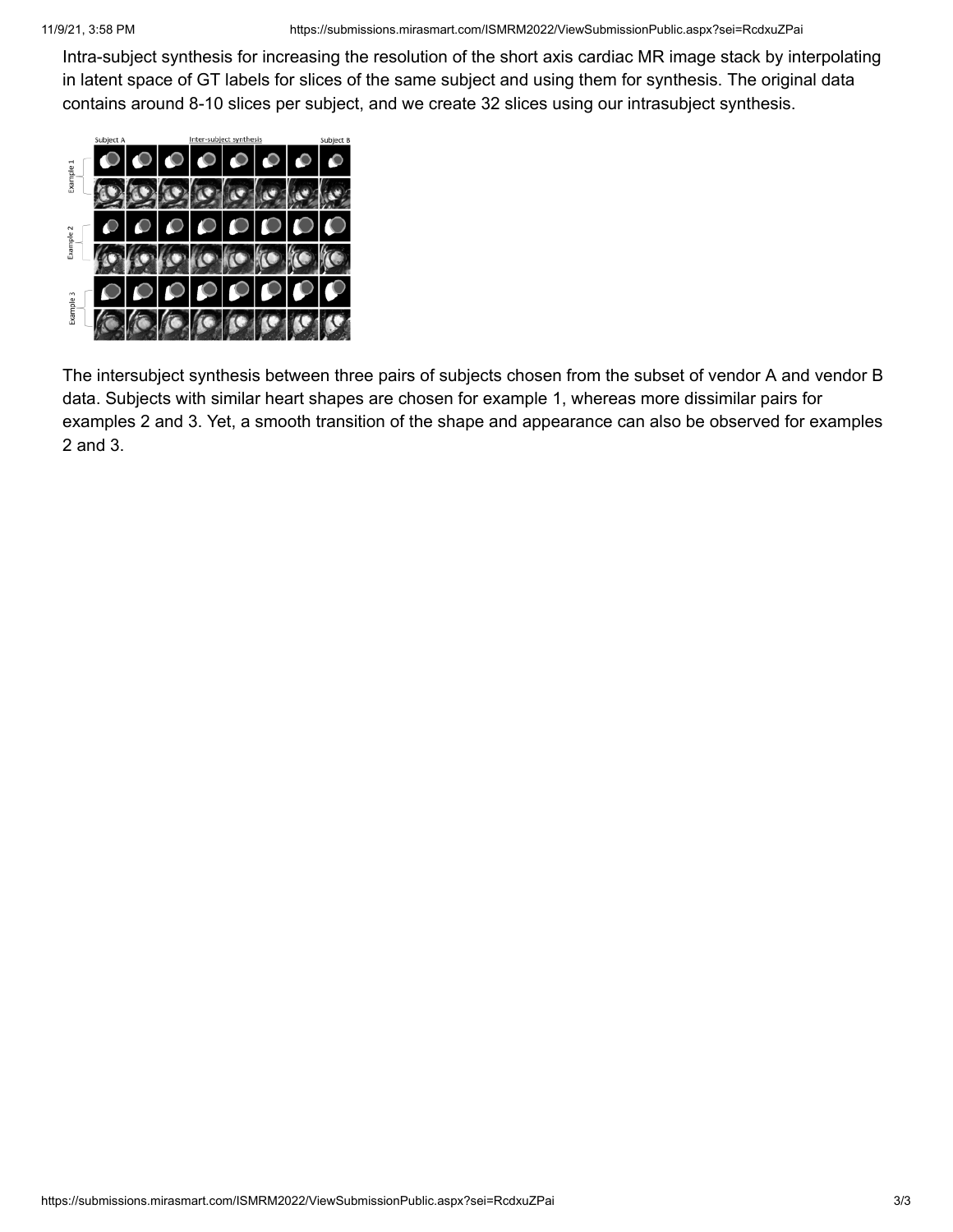Intra-subject synthesis for increasing the resolution of the short axis cardiac MR image stack by interpolating in latent space of GT labels for slices of the same subject and using them for synthesis. The original data contains around 8-10 slices per subject, and we create 32 slices using our intrasubject synthesis.

The intersubject synthesis between three pairs of subjects chosen from the subset of vendor A and vendor B data. Subjects with similar heart shapes are chosen for example 1, whereas more dissimilar pairs for examples 2 and 3. Yet, a smooth transition of the shape and appearance can also be observed for examples 2 and 3.